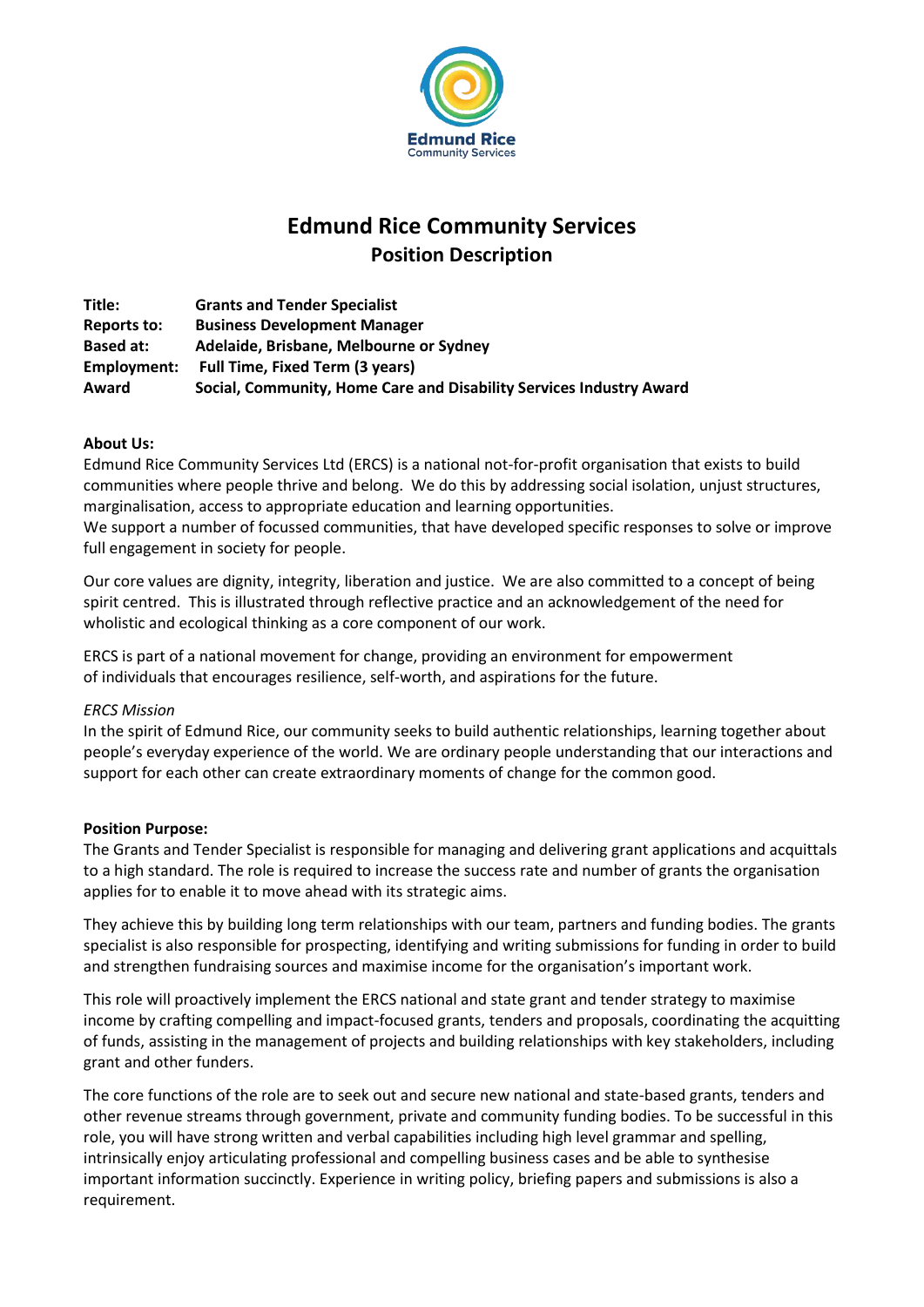# Edmund Rice Community Services

## Position Description

**Title:** **Grants and Tender Specialist**
**Reports to:** **Business Development Manager**
**Based at:** **Adelaide, Brisbane, Melbourne or Sydney**
**Employment:** **Full Time, Fixed Term (3 years)**
**Award** **Social, Community, Home Care and Disability Services Industry Award**

**About Us:**

Edmund Rice Community Services Ltd (ERCS) is a national not-for-profit organisation that exists to build communities where people thrive and belong. We do this by addressing social isolation, unjust structures, marginalisation, access to appropriate education and learning opportunities.
We support a number of focussed communities, that have developed specific responses to solve or improve full engagement in society for people.

Our core values are dignity, integrity, liberation and justice. We are also committed to a concept of being spirit centred. This is illustrated through reflective practice and an acknowledgement of the need for wholistic and ecological thinking as a core component of our work.

ERCS is part of a national movement for change, providing an environment for empowerment of individuals that encourages resilience, self-worth, and aspirations for the future.

*ERCS Mission*

In the spirit of Edmund Rice, our community seeks to build authentic relationships, learning together about people's everyday experience of the world. We are ordinary people understanding that our interactions and support for each other can create extraordinary moments of change for the common good.

**Position Purpose:**

The Grants and Tender Specialist is responsible for managing and delivering grant applications and acquittals to a high standard. The role is required to increase the success rate and number of grants the organisation applies for to enable it to move ahead with its strategic aims.

They achieve this by building long term relationships with our team, partners and funding bodies. The grants specialist is also responsible for prospecting, identifying and writing submissions for funding in order to build and strengthen fundraising sources and maximise income for the organisation's important work.

This role will proactively implement the ERCS national and state grant and tender strategy to maximise income by crafting compelling and impact-focused grants, tenders and proposals, coordinating the acquitting of funds, assisting in the management of projects and building relationships with key stakeholders, including grant and other funders.

The core functions of the role are to seek out and secure new national and state-based grants, tenders and other revenue streams through government, private and community funding bodies. To be successful in this role, you will have strong written and verbal capabilities including high level grammar and spelling, intrinsically enjoy articulating professional and compelling business cases and be able to synthesise important information succinctly. Experience in writing policy, briefing papers and submissions is also a requirement.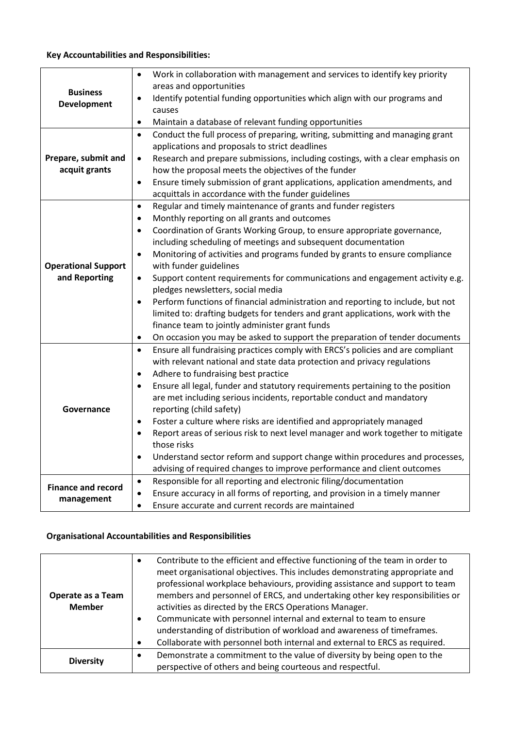**Key Accountabilities and Responsibilities:**

| | |
|---|---|
| **Business Development** | • Work in collaboration with management and services to identify key priority areas and opportunities<br>• Identify potential funding opportunities which align with our programs and causes<br>• Maintain a database of relevant funding opportunities |
| **Prepare, submit and acquit grants** | • Conduct the full process of preparing, writing, submitting and managing grant applications and proposals to strict deadlines<br>• Research and prepare submissions, including costings, with a clear emphasis on how the proposal meets the objectives of the funder<br>• Ensure timely submission of grant applications, application amendments, and acquittals in accordance with the funder guidelines |
| **Operational Support and Reporting** | • Regular and timely maintenance of grants and funder registers<br>• Monthly reporting on all grants and outcomes<br>• Coordination of Grants Working Group, to ensure appropriate governance, including scheduling of meetings and subsequent documentation<br>• Monitoring of activities and programs funded by grants to ensure compliance with funder guidelines<br>• Support content requirements for communications and engagement activity e.g. pledges newsletters, social media<br>• Perform functions of financial administration and reporting to include, but not limited to: drafting budgets for tenders and grant applications, work with the finance team to jointly administer grant funds<br>• On occasion you may be asked to support the preparation of tender documents |
| **Governance** | • Ensure all fundraising practices comply with ERCS's policies and are compliant with relevant national and state data protection and privacy regulations<br>• Adhere to fundraising best practice<br>• Ensure all legal, funder and statutory requirements pertaining to the position are met including serious incidents, reportable conduct and mandatory reporting (child safety)<br>• Foster a culture where risks are identified and appropriately managed<br>• Report areas of serious risk to next level manager and work together to mitigate those risks<br>• Understand sector reform and support change within procedures and processes, advising of required changes to improve performance and client outcomes |
| **Finance and record management** | • Responsible for all reporting and electronic filing/documentation<br>• Ensure accuracy in all forms of reporting, and provision in a timely manner<br>• Ensure accurate and current records are maintained |

**Organisational Accountabilities and Responsibilities**

| | |
|---|---|
| **Operate as a Team Member** | • Contribute to the efficient and effective functioning of the team in order to meet organisational objectives. This includes demonstrating appropriate and professional workplace behaviours, providing assistance and support to team members and personnel of ERCS, and undertaking other key responsibilities or activities as directed by the ERCS Operations Manager.<br>• Communicate with personnel internal and external to team to ensure understanding of distribution of workload and awareness of timeframes.<br>• Collaborate with personnel both internal and external to ERCS as required. |
| **Diversity** | • Demonstrate a commitment to the value of diversity by being open to the perspective of others and being courteous and respectful. |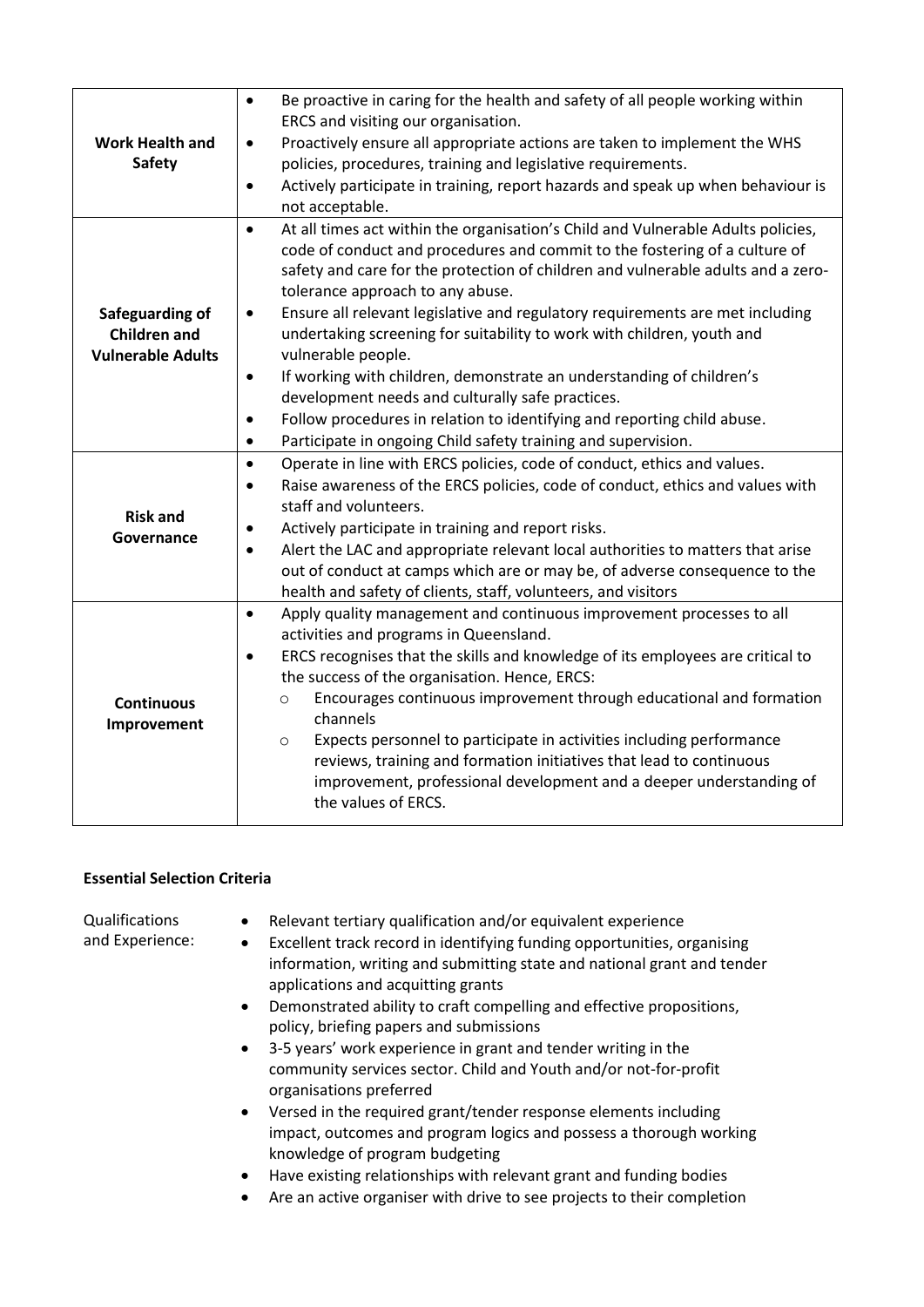| | |
|---|---|
| **Work Health and Safety** | • Be proactive in caring for the health and safety of all people working within ERCS and visiting our organisation.<br>• Proactively ensure all appropriate actions are taken to implement the WHS policies, procedures, training and legislative requirements.<br>• Actively participate in training, report hazards and speak up when behaviour is not acceptable. |
| **Safeguarding of Children and Vulnerable Adults** | • At all times act within the organisation's Child and Vulnerable Adults policies, code of conduct and procedures and commit to the fostering of a culture of safety and care for the protection of children and vulnerable adults and a zero-tolerance approach to any abuse.<br>• Ensure all relevant legislative and regulatory requirements are met including undertaking screening for suitability to work with children, youth and vulnerable people.<br>• If working with children, demonstrate an understanding of children's development needs and culturally safe practices.<br>• Follow procedures in relation to identifying and reporting child abuse.<br>• Participate in ongoing Child safety training and supervision. |
| **Risk and Governance** | • Operate in line with ERCS policies, code of conduct, ethics and values.<br>• Raise awareness of the ERCS policies, code of conduct, ethics and values with staff and volunteers.<br>• Actively participate in training and report risks.<br>• Alert the LAC and appropriate relevant local authorities to matters that arise out of conduct at camps which are or may be, of adverse consequence to the health and safety of clients, staff, volunteers, and visitors |
| **Continuous Improvement** | • Apply quality management and continuous improvement processes to all activities and programs in Queensland.<br>• ERCS recognises that the skills and knowledge of its employees are critical to the success of the organisation. Hence, ERCS:<br>  ○ Encourages continuous improvement through educational and formation channels<br>  ○ Expects personnel to participate in activities including performance reviews, training and formation initiatives that lead to continuous improvement, professional development and a deeper understanding of the values of ERCS. |

**Essential Selection Criteria**

Qualifications and Experience:

- Relevant tertiary qualification and/or equivalent experience
- Excellent track record in identifying funding opportunities, organising information, writing and submitting state and national grant and tender applications and acquitting grants
- Demonstrated ability to craft compelling and effective propositions, policy, briefing papers and submissions
- 3-5 years' work experience in grant and tender writing in the community services sector. Child and Youth and/or not-for-profit organisations preferred
- Versed in the required grant/tender response elements including impact, outcomes and program logics and possess a thorough working knowledge of program budgeting
- Have existing relationships with relevant grant and funding bodies
- Are an active organiser with drive to see projects to their completion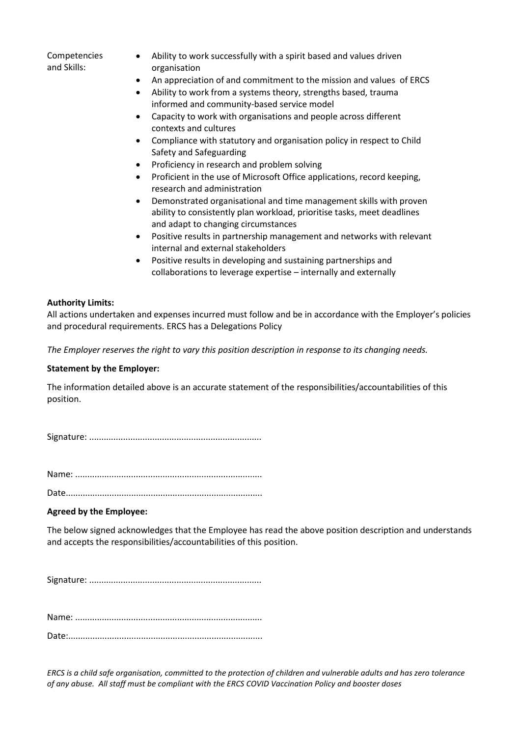| | |
|---|---|
| Competencies and Skills: | • Ability to work successfully with a spirit based and values driven organisation<br>• An appreciation of and commitment to the mission and values of ERCS<br>• Ability to work from a systems theory, strengths based, trauma informed and community-based service model<br>• Capacity to work with organisations and people across different contexts and cultures<br>• Compliance with statutory and organisation policy in respect to Child Safety and Safeguarding<br>• Proficiency in research and problem solving<br>• Proficient in the use of Microsoft Office applications, record keeping, research and administration<br>• Demonstrated organisational and time management skills with proven ability to consistently plan workload, prioritise tasks, meet deadlines and adapt to changing circumstances<br>• Positive results in partnership management and networks with relevant internal and external stakeholders<br>• Positive results in developing and sustaining partnerships and collaborations to leverage expertise – internally and externally |

**Authority Limits:**

All actions undertaken and expenses incurred must follow and be in accordance with the Employer's policies and procedural requirements. ERCS has a Delegations Policy

*The Employer reserves the right to vary this position description in response to its changing needs.*

**Statement by the Employer:**

The information detailed above is an accurate statement of the responsibilities/accountabilities of this position.

Signature: ......................................................................

Name: ............................................................................

Date................................................................................

**Agreed by the Employee:**

The below signed acknowledges that the Employee has read the above position description and understands and accepts the responsibilities/accountabilities of this position.

Signature: ......................................................................

Name: ............................................................................

Date:...............................................................................

*ERCS is a child safe organisation, committed to the protection of children and vulnerable adults and has zero tolerance of any abuse. All staff must be compliant with the ERCS COVID Vaccination Policy and booster doses*